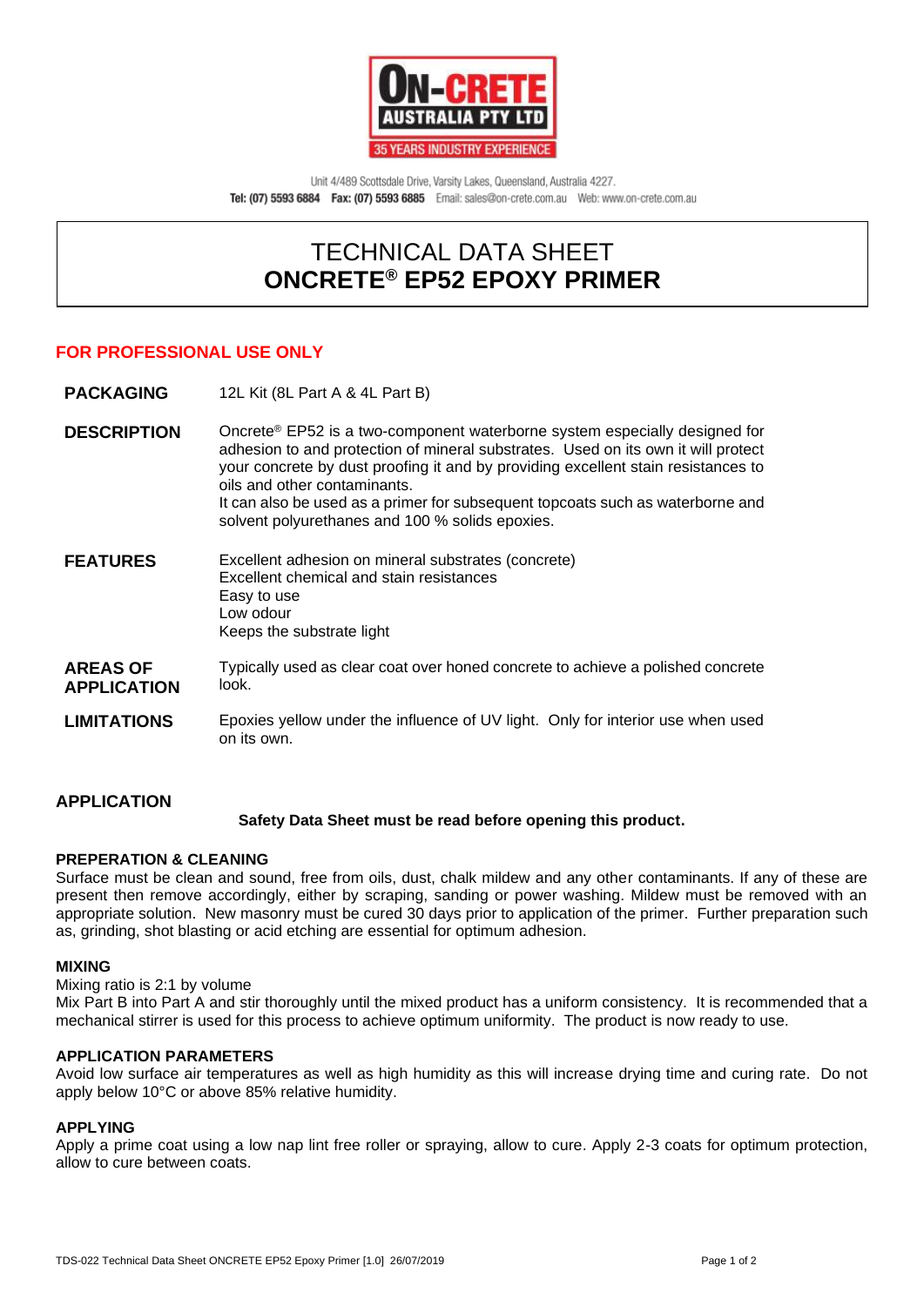ON-CRETE AUSTRALIA PTY LTD

35 YEARS INDUSTRY EXPERIENCE

Unit 4/489 Scottsdale Drive, Varsity Lakes, Queensland, Australia 4227.
**Tel: (07) 5593 6884 Fax: (07) 5593 6885** Email: sales@on-crete.com.au Web: www.on-crete.com.au

# TECHNICAL DATA SHEET
# ONCRETE® EP52 EPOXY PRIMER

**FOR PROFESSIONAL USE ONLY**

| | |
|---|---|
| **PACKAGING** | 12L Kit (8L Part A & 4L Part B) |
| **DESCRIPTION** | Oncrete® EP52 is a two-component waterborne system especially designed for adhesion to and protection of mineral substrates. Used on its own it will protect your concrete by dust proofing it and by providing excellent stain resistances to oils and other contaminants.<br>It can also be used as a primer for subsequent topcoats such as waterborne and solvent polyurethanes and 100 % solids epoxies. |
| **FEATURES** | Excellent adhesion on mineral substrates (concrete)<br>Excellent chemical and stain resistances<br>Easy to use<br>Low odour<br>Keeps the substrate light |
| **AREAS OF APPLICATION** | Typically used as clear coat over honed concrete to achieve a polished concrete look. |
| **LIMITATIONS** | Epoxies yellow under the influence of UV light. Only for interior use when used on its own. |

## APPLICATION

**Safety Data Sheet must be read before opening this product.**

### PREPERATION & CLEANING

Surface must be clean and sound, free from oils, dust, chalk mildew and any other contaminants. If any of these are present then remove accordingly, either by scraping, sanding or power washing. Mildew must be removed with an appropriate solution. New masonry must be cured 30 days prior to application of the primer. Further preparation such as, grinding, shot blasting or acid etching are essential for optimum adhesion.

### MIXING

Mixing ratio is 2:1 by volume
Mix Part B into Part A and stir thoroughly until the mixed product has a uniform consistency. It is recommended that a mechanical stirrer is used for this process to achieve optimum uniformity. The product is now ready to use.

### APPLICATION PARAMETERS

Avoid low surface air temperatures as well as high humidity as this will increase drying time and curing rate. Do not apply below 10°C or above 85% relative humidity.

### APPLYING

Apply a prime coat using a low nap lint free roller or spraying, allow to cure. Apply 2-3 coats for optimum protection, allow to cure between coats.

TDS-022 Technical Data Sheet ONCRETE EP52 Epoxy Primer [1.0] 26/07/2019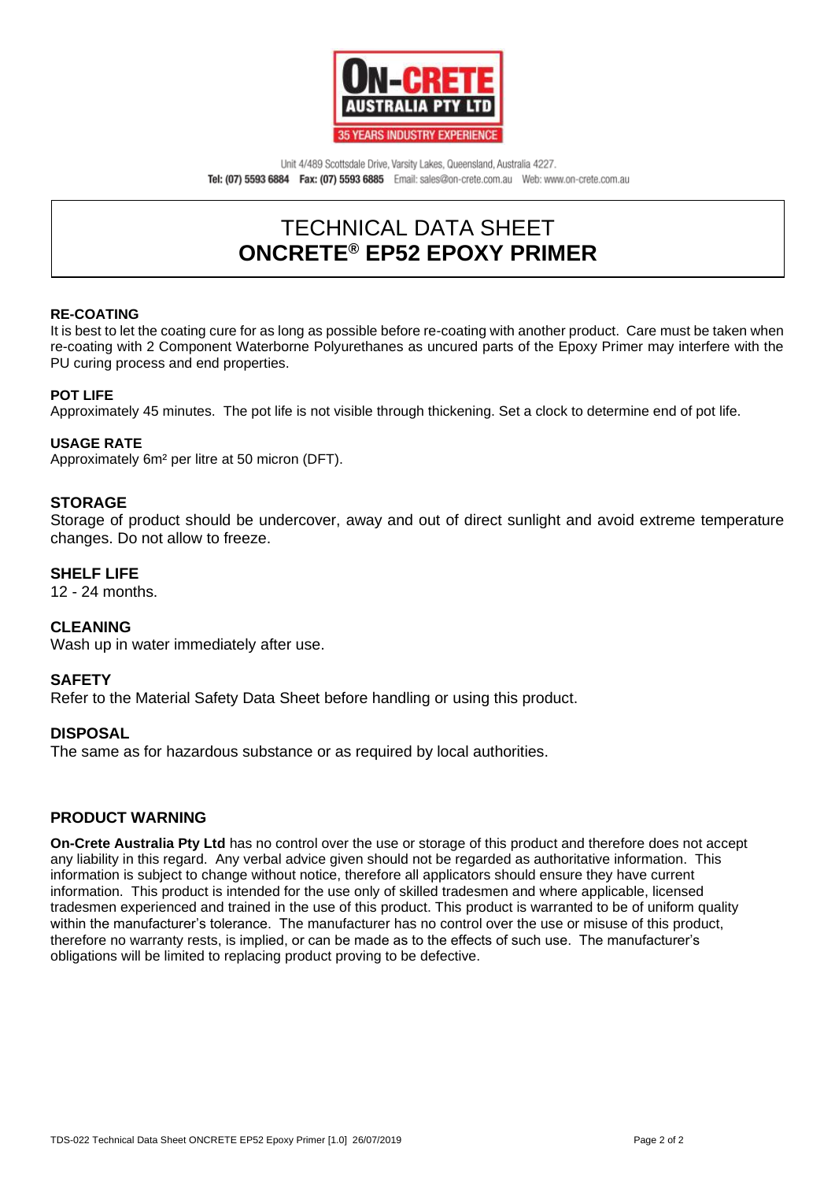Unit 4/489 Scottsdale Drive, Varsity Lakes, Queensland, Australia 4227.
**Tel: (07) 5593 6884 Fax: (07) 5593 6885** Email: sales@on-crete.com.au Web: www.on-crete.com.au

# TECHNICAL DATA SHEET
# ONCRETE® EP52 EPOXY PRIMER

### RE-COATING

It is best to let the coating cure for as long as possible before re-coating with another product. Care must be taken when re-coating with 2 Component Waterborne Polyurethanes as uncured parts of the Epoxy Primer may interfere with the PU curing process and end properties.

### POT LIFE

Approximately 45 minutes. The pot life is not visible through thickening. Set a clock to determine end of pot life.

### USAGE RATE

Approximately 6m² per litre at 50 micron (DFT).

### STORAGE

Storage of product should be undercover, away and out of direct sunlight and avoid extreme temperature changes. Do not allow to freeze.

### SHELF LIFE

12 - 24 months.

### CLEANING

Wash up in water immediately after use.

### SAFETY

Refer to the Material Safety Data Sheet before handling or using this product.

### DISPOSAL

The same as for hazardous substance or as required by local authorities.

### PRODUCT WARNING

**On-Crete Australia Pty Ltd** has no control over the use or storage of this product and therefore does not accept any liability in this regard. Any verbal advice given should not be regarded as authoritative information. This information is subject to change without notice, therefore all applicators should ensure they have current information. This product is intended for the use only of skilled tradesmen and where applicable, licensed tradesmen experienced and trained in the use of this product. This product is warranted to be of uniform quality within the manufacturer's tolerance. The manufacturer has no control over the use or misuse of this product, therefore no warranty rests, is implied, or can be made as to the effects of such use. The manufacturer's obligations will be limited to replacing product proving to be defective.